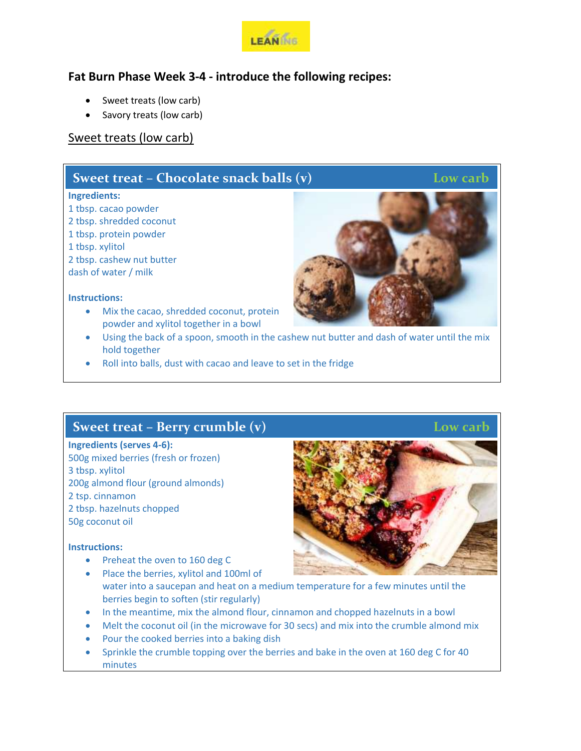## Fat Burn Phase Week 3-4 - introduce the following recipes:

- Sweet treats (low carb)
- Savory treats (low carb)

## Sweet treats (low carb)

### Sweet treat – Chocolate snack balls (v) — Low carb

**Ingredients:**

1 tbsp. cacao powder
2 tbsp. shredded coconut
1 tbsp. protein powder
1 tbsp. xylitol
2 tbsp. cashew nut butter
dash of water / milk

**Instructions:**

- Mix the cacao, shredded coconut, protein powder and xylitol together in a bowl
- Using the back of a spoon, smooth in the cashew nut butter and dash of water until the mix hold together
- Roll into balls, dust with cacao and leave to set in the fridge

### Sweet treat – Berry crumble (v) — Low carb

**Ingredients (serves 4-6):**

500g mixed berries (fresh or frozen)
3 tbsp. xylitol
200g almond flour (ground almonds)
2 tsp. cinnamon
2 tbsp. hazelnuts chopped
50g coconut oil

**Instructions:**

- Preheat the oven to 160 deg C
- Place the berries, xylitol and 100ml of water into a saucepan and heat on a medium temperature for a few minutes until the berries begin to soften (stir regularly)
- In the meantime, mix the almond flour, cinnamon and chopped hazelnuts in a bowl
- Melt the coconut oil (in the microwave for 30 secs) and mix into the crumble almond mix
- Pour the cooked berries into a baking dish
- Sprinkle the crumble topping over the berries and bake in the oven at 160 deg C for 40 minutes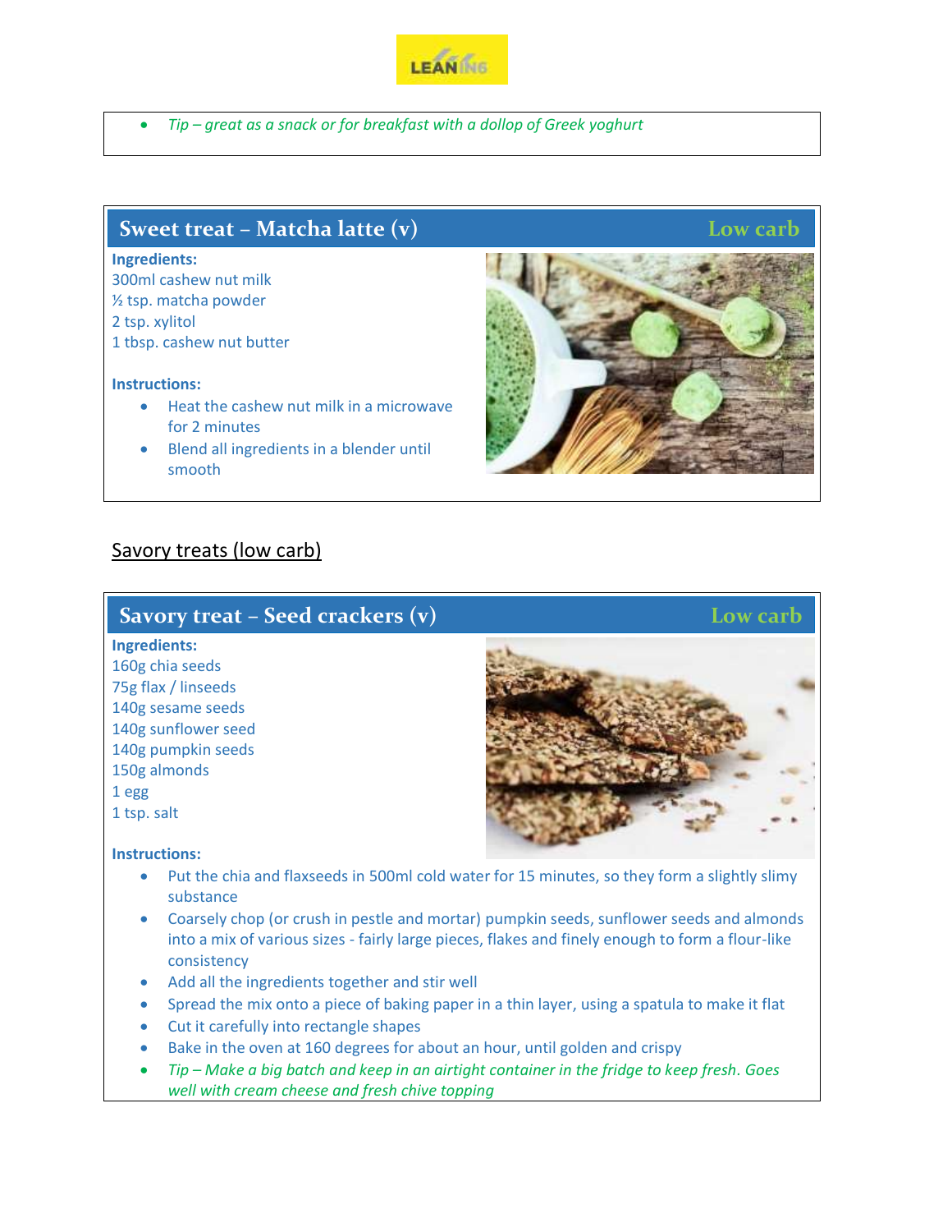- *Tip – great as a snack or for breakfast with a dollop of Greek yoghurt*

## Sweet treat – Matcha latte (v) — Low carb

**Ingredients:**

300ml cashew nut milk
½ tsp. matcha powder
2 tsp. xylitol
1 tbsp. cashew nut butter

**Instructions:**

- Heat the cashew nut milk in a microwave for 2 minutes
- Blend all ingredients in a blender until smooth

# Savory treats (low carb)

## Savory treat – Seed crackers (v) — Low carb

**Ingredients:**

160g chia seeds
75g flax / linseeds
140g sesame seeds
140g sunflower seed
140g pumpkin seeds
150g almonds
1 egg
1 tsp. salt

**Instructions:**

- Put the chia and flaxseeds in 500ml cold water for 15 minutes, so they form a slightly slimy substance
- Coarsely chop (or crush in pestle and mortar) pumpkin seeds, sunflower seeds and almonds into a mix of various sizes - fairly large pieces, flakes and finely enough to form a flour-like consistency
- Add all the ingredients together and stir well
- Spread the mix onto a piece of baking paper in a thin layer, using a spatula to make it flat
- Cut it carefully into rectangle shapes
- Bake in the oven at 160 degrees for about an hour, until golden and crispy
- *Tip – Make a big batch and keep in an airtight container in the fridge to keep fresh. Goes well with cream cheese and fresh chive topping*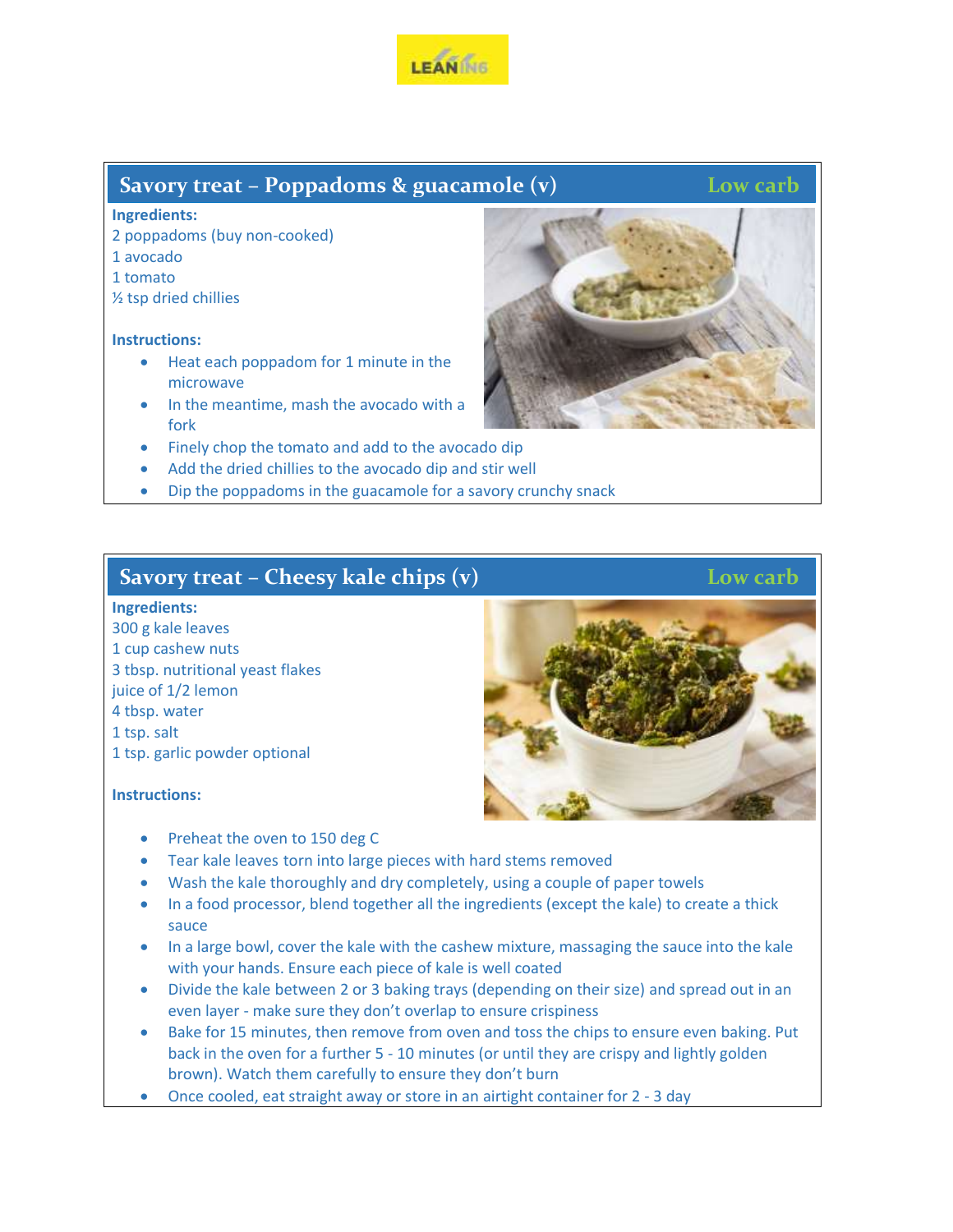## Savory treat – Poppadoms & guacamole (v) — Low carb

**Ingredients:**

2 poppadoms (buy non-cooked)
1 avocado
1 tomato
½ tsp dried chillies

**Instructions:**

- Heat each poppadom for 1 minute in the microwave
- In the meantime, mash the avocado with a fork
- Finely chop the tomato and add to the avocado dip
- Add the dried chillies to the avocado dip and stir well
- Dip the poppadoms in the guacamole for a savory crunchy snack

## Savory treat – Cheesy kale chips (v) — Low carb

**Ingredients:**

300 g kale leaves
1 cup cashew nuts
3 tbsp. nutritional yeast flakes
juice of 1/2 lemon
4 tbsp. water
1 tsp. salt
1 tsp. garlic powder optional

**Instructions:**

- Preheat the oven to 150 deg C
- Tear kale leaves torn into large pieces with hard stems removed
- Wash the kale thoroughly and dry completely, using a couple of paper towels
- In a food processor, blend together all the ingredients (except the kale) to create a thick sauce
- In a large bowl, cover the kale with the cashew mixture, massaging the sauce into the kale with your hands. Ensure each piece of kale is well coated
- Divide the kale between 2 or 3 baking trays (depending on their size) and spread out in an even layer - make sure they don't overlap to ensure crispiness
- Bake for 15 minutes, then remove from oven and toss the chips to ensure even baking. Put back in the oven for a further 5 - 10 minutes (or until they are crispy and lightly golden brown). Watch them carefully to ensure they don't burn
- Once cooled, eat straight away or store in an airtight container for 2 - 3 day